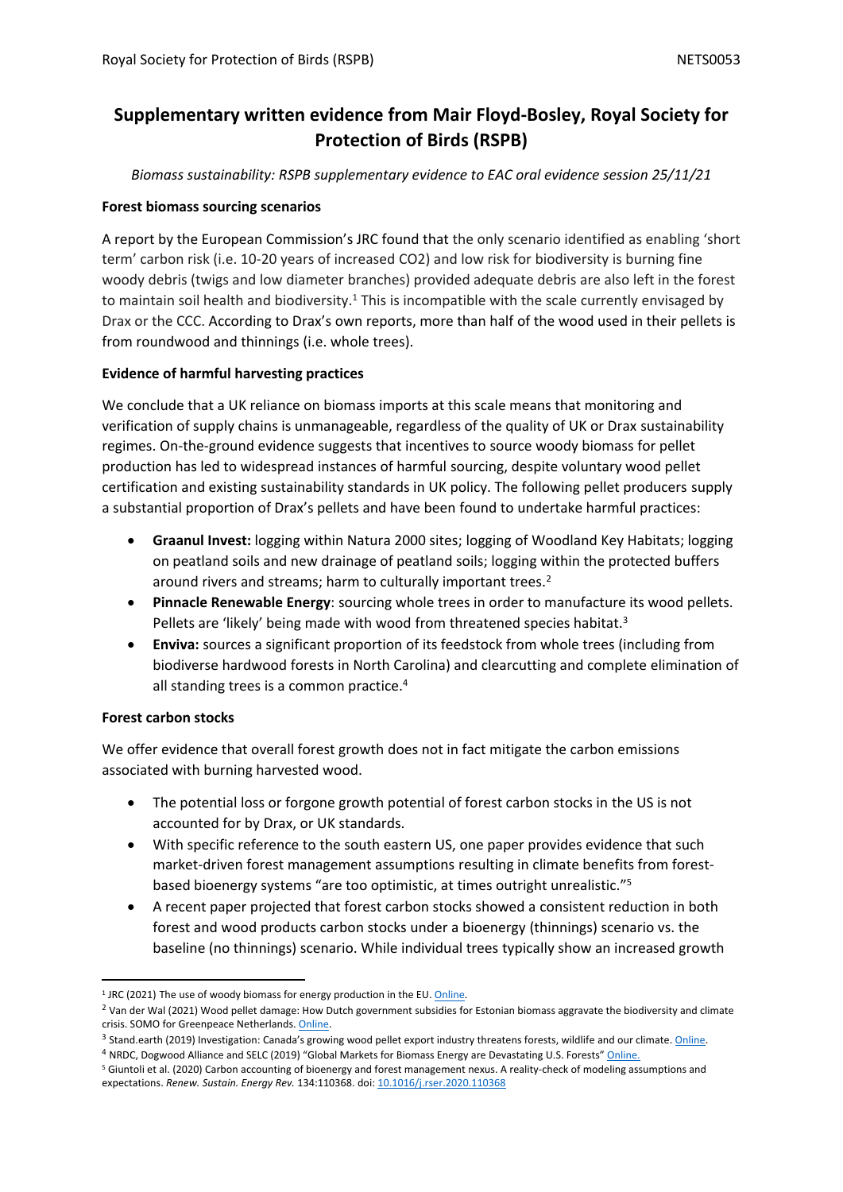# Supplementary written evidence from Mair Floyd-Bosley, Royal Society for Protection of Birds (RSPB)

*Biomass sustainability: RSPB supplementary evidence to EAC oral evidence session 25/11/21*

**Forest biomass sourcing scenarios**

A report by the European Commission's JRC found that the only scenario identified as enabling 'short term' carbon risk (i.e. 10-20 years of increased CO2) and low risk for biodiversity is burning fine woody debris (twigs and low diameter branches) provided adequate debris are also left in the forest to maintain soil health and biodiversity.[1] This is incompatible with the scale currently envisaged by Drax or the CCC. According to Drax's own reports, more than half of the wood used in their pellets is from roundwood and thinnings (i.e. whole trees).

**Evidence of harmful harvesting practices**

We conclude that a UK reliance on biomass imports at this scale means that monitoring and verification of supply chains is unmanageable, regardless of the quality of UK or Drax sustainability regimes. On-the-ground evidence suggests that incentives to source woody biomass for pellet production has led to widespread instances of harmful sourcing, despite voluntary wood pellet certification and existing sustainability standards in UK policy. The following pellet producers supply a substantial proportion of Drax's pellets and have been found to undertake harmful practices:

- **Graanul Invest:** logging within Natura 2000 sites; logging of Woodland Key Habitats; logging on peatland soils and new drainage of peatland soils; logging within the protected buffers around rivers and streams; harm to culturally important trees.[2]
- **Pinnacle Renewable Energy**: sourcing whole trees in order to manufacture its wood pellets. Pellets are 'likely' being made with wood from threatened species habitat.[3]
- **Enviva:** sources a significant proportion of its feedstock from whole trees (including from biodiverse hardwood forests in North Carolina) and clearcutting and complete elimination of all standing trees is a common practice.[4]

**Forest carbon stocks**

We offer evidence that overall forest growth does not in fact mitigate the carbon emissions associated with burning harvested wood.

- The potential loss or forgone growth potential of forest carbon stocks in the US is not accounted for by Drax, or UK standards.
- With specific reference to the south eastern US, one paper provides evidence that such market-driven forest management assumptions resulting in climate benefits from forest-based bioenergy systems "are too optimistic, at times outright unrealistic."[5]
- A recent paper projected that forest carbon stocks showed a consistent reduction in both forest and wood products carbon stocks under a bioenergy (thinnings) scenario vs. the baseline (no thinnings) scenario. While individual trees typically show an increased growth

---

[1] JRC (2021) The use of woody biomass for energy production in the EU. Online.

[2] Van der Wal (2021) Wood pellet damage: How Dutch government subsidies for Estonian biomass aggravate the biodiversity and climate crisis. SOMO for Greenpeace Netherlands. Online.

[3] Stand.earth (2019) Investigation: Canada's growing wood pellet export industry threatens forests, wildlife and our climate. Online.

[4] NRDC, Dogwood Alliance and SELC (2019) "Global Markets for Biomass Energy are Devastating U.S. Forests" Online.

[5] Giuntoli et al. (2020) Carbon accounting of bioenergy and forest management nexus. A reality-check of modeling assumptions and expectations. *Renew. Sustain. Energy Rev.* 134:110368. doi: 10.1016/j.rser.2020.110368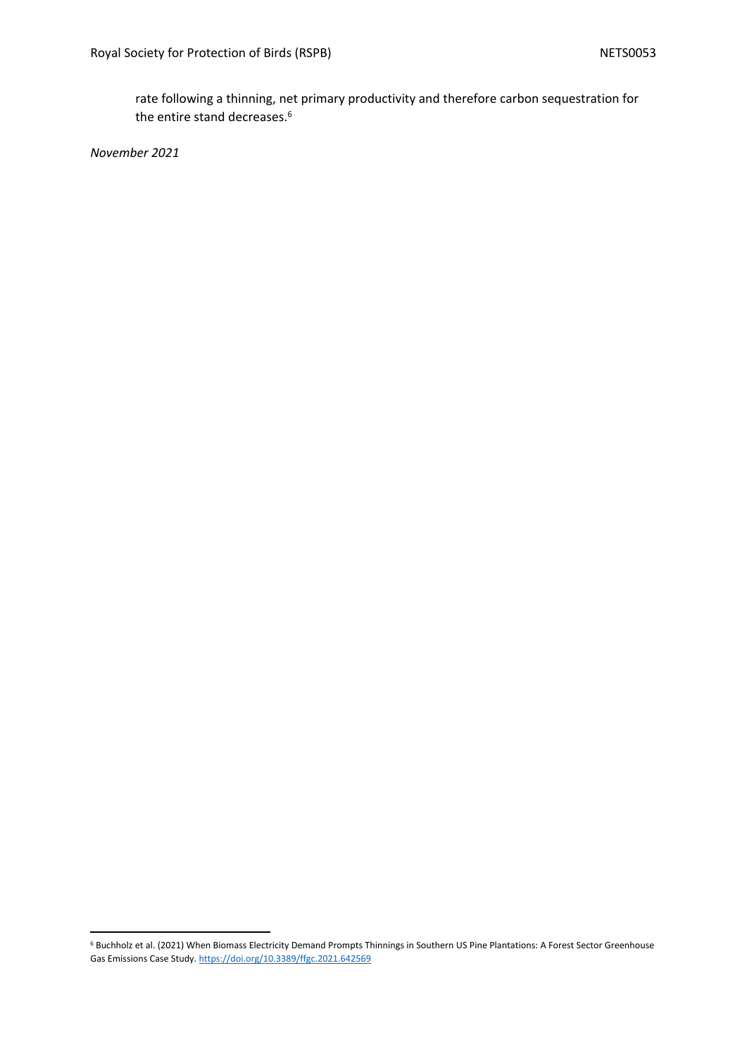rate following a thinning, net primary productivity and therefore carbon sequestration for the entire stand decreases.[6]

*November 2021*

---

[6] Buchholz et al. (2021) When Biomass Electricity Demand Prompts Thinnings in Southern US Pine Plantations: A Forest Sector Greenhouse Gas Emissions Case Study. https://doi.org/10.3389/ffgc.2021.642569